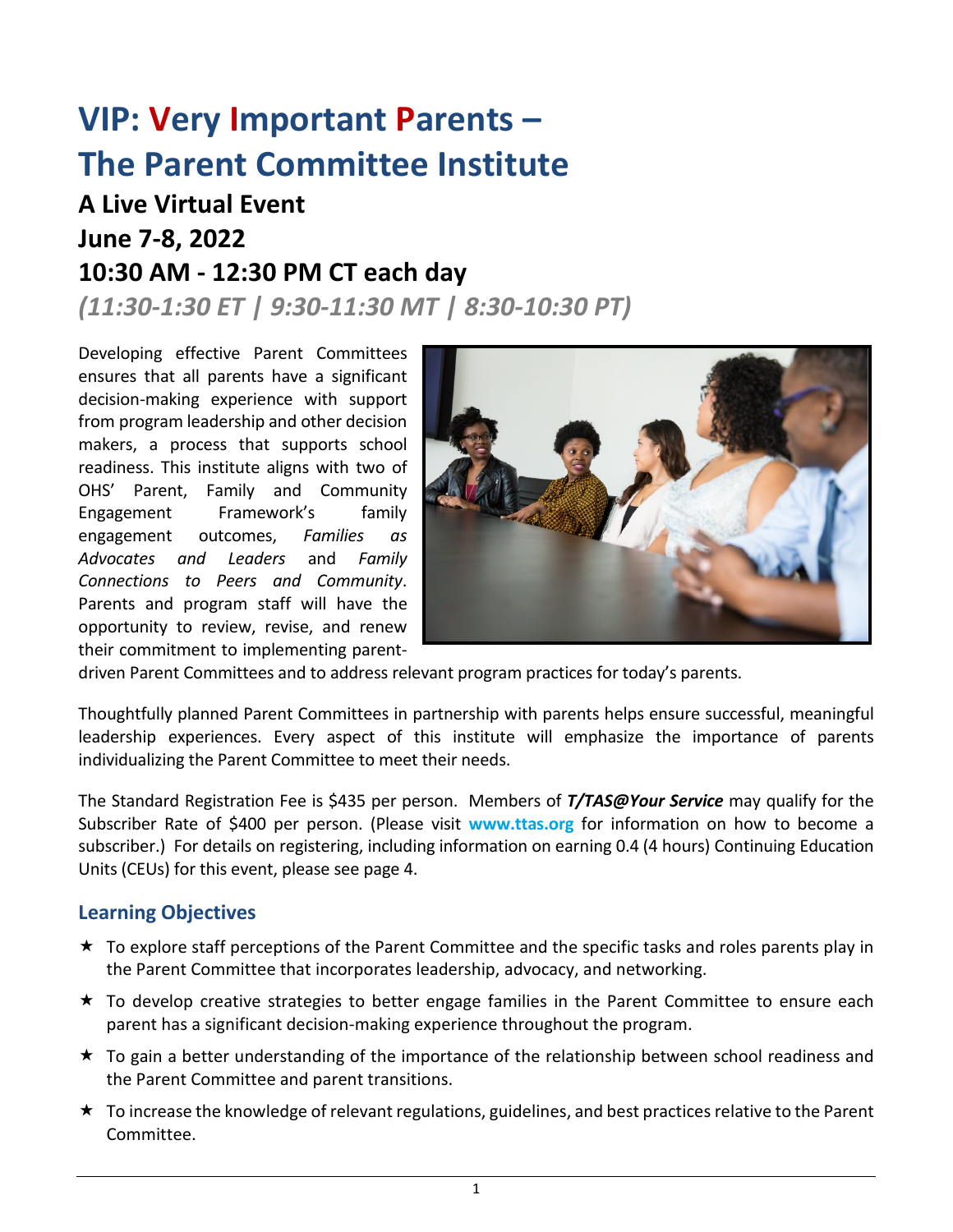# VIP: Very Important Parents – The Parent Committee Institute

## A Live Virtual Event

## June 7-8, 2022

## 10:30 AM - 12:30 PM CT each day

### *(11:30-1:30 ET | 9:30-11:30 MT | 8:30-10:30 PT)*

Developing effective Parent Committees ensures that all parents have a significant decision-making experience with support from program leadership and other decision makers, a process that supports school readiness. This institute aligns with two of OHS' Parent, Family and Community Engagement Framework's family engagement outcomes, *Families as Advocates and Leaders* and *Family Connections to Peers and Community*. Parents and program staff will have the opportunity to review, revise, and renew their commitment to implementing parent-driven Parent Committees and to address relevant program practices for today's parents.

Thoughtfully planned Parent Committees in partnership with parents helps ensure successful, meaningful leadership experiences. Every aspect of this institute will emphasize the importance of parents individualizing the Parent Committee to meet their needs.

The Standard Registration Fee is $435 per person. Members of ***T/TAS@Your Service*** may qualify for the Subscriber Rate of $400 per person. (Please visit **www.ttas.org** for information on how to become a subscriber.) For details on registering, including information on earning 0.4 (4 hours) Continuing Education Units (CEUs) for this event, please see page 4.

## Learning Objectives

- To explore staff perceptions of the Parent Committee and the specific tasks and roles parents play in the Parent Committee that incorporates leadership, advocacy, and networking.
- To develop creative strategies to better engage families in the Parent Committee to ensure each parent has a significant decision-making experience throughout the program.
- To gain a better understanding of the importance of the relationship between school readiness and the Parent Committee and parent transitions.
- To increase the knowledge of relevant regulations, guidelines, and best practices relative to the Parent Committee.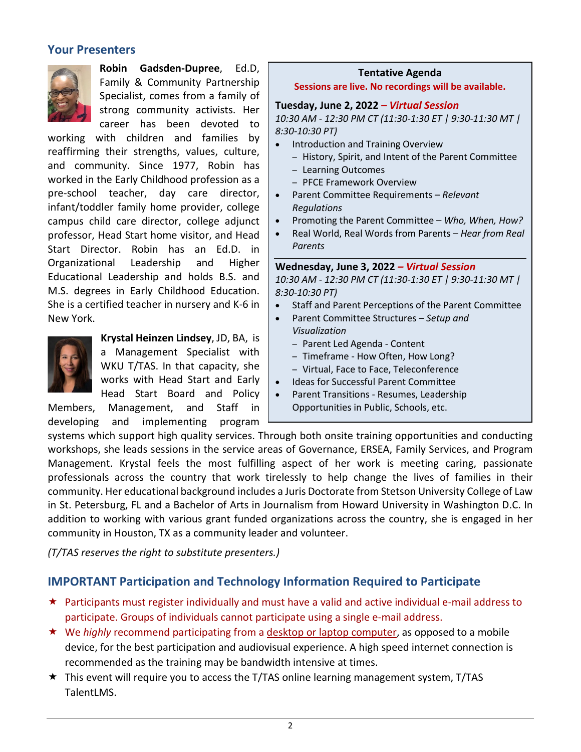## Your Presenters

**Robin Gadsden-Dupree**, Ed.D, Family & Community Partnership Specialist, comes from a family of strong community activists. Her career has been devoted to working with children and families by reaffirming their strengths, values, culture, and community. Since 1977, Robin has worked in the Early Childhood profession as a pre-school teacher, day care director, infant/toddler family home provider, college campus child care director, college adjunct professor, Head Start home visitor, and Head Start Director. Robin has an Ed.D. in Organizational Leadership and Higher Educational Leadership and holds B.S. and M.S. degrees in Early Childhood Education. She is a certified teacher in nursery and K-6 in New York.

**Krystal Heinzen Lindsey**, JD, BA, is a Management Specialist with WKU T/TAS. In that capacity, she works with Head Start and Early Head Start Board and Policy Members, Management, and Staff in developing and implementing program systems which support high quality services. Through both onsite training opportunities and conducting workshops, she leads sessions in the service areas of Governance, ERSEA, Family Services, and Program Management. Krystal feels the most fulfilling aspect of her work is meeting caring, passionate professionals across the country that work tirelessly to help change the lives of families in their community. Her educational background includes a Juris Doctorate from Stetson University College of Law in St. Petersburg, FL and a Bachelor of Arts in Journalism from Howard University in Washington D.C. In addition to working with various grant funded organizations across the country, she is engaged in her community in Houston, TX as a community leader and volunteer.

*(T/TAS reserves the right to substitute presenters.)*

### Tentative Agenda

**Sessions are live. No recordings will be available.**

**Tuesday, June 2, 2022 – *Virtual Session***

*10:30 AM - 12:30 PM CT (11:30-1:30 ET | 9:30-11:30 MT | 8:30-10:30 PT)*

- Introduction and Training Overview
  - History, Spirit, and Intent of the Parent Committee
  - Learning Outcomes
  - PFCE Framework Overview
- Parent Committee Requirements – *Relevant Regulations*
- Promoting the Parent Committee – *Who, When, How?*
- Real World, Real Words from Parents – *Hear from Real Parents*

**Wednesday, June 3, 2022 – *Virtual Session***

*10:30 AM - 12:30 PM CT (11:30-1:30 ET | 9:30-11:30 MT | 8:30-10:30 PT)*

- Staff and Parent Perceptions of the Parent Committee
- Parent Committee Structures – *Setup and Visualization*
  - Parent Led Agenda - Content
  - Timeframe - How Often, How Long?
  - Virtual, Face to Face, Teleconference
- Ideas for Successful Parent Committee
- Parent Transitions - Resumes, Leadership Opportunities in Public, Schools, etc.

## IMPORTANT Participation and Technology Information Required to Participate

- ★ Participants must register individually and must have a valid and active individual e-mail address to participate. Groups of individuals cannot participate using a single e-mail address.
- ★ We *highly* recommend participating from a desktop or laptop computer, as opposed to a mobile device, for the best participation and audiovisual experience. A high speed internet connection is recommended as the training may be bandwidth intensive at times.
- ★ This event will require you to access the T/TAS online learning management system, T/TAS TalentLMS.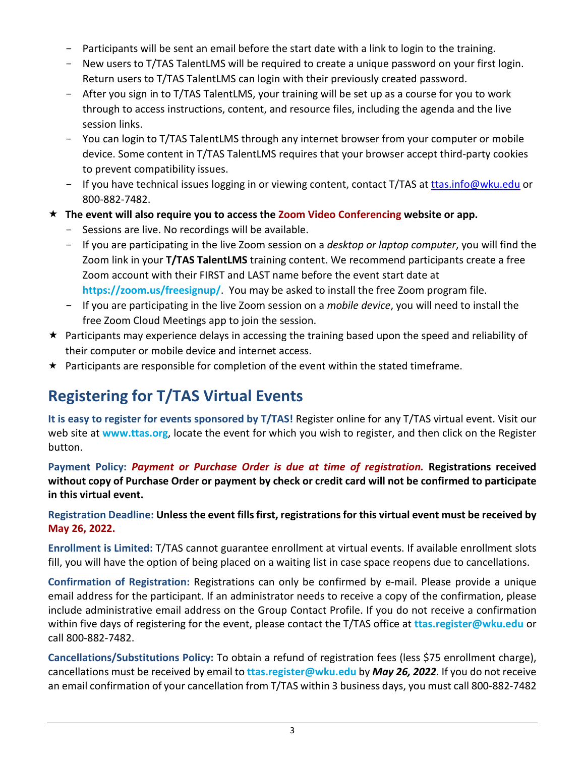- Participants will be sent an email before the start date with a link to login to the training.
- New users to T/TAS TalentLMS will be required to create a unique password on your first login. Return users to T/TAS TalentLMS can login with their previously created password.
- After you sign in to T/TAS TalentLMS, your training will be set up as a course for you to work through to access instructions, content, and resource files, including the agenda and the live session links.
- You can login to T/TAS TalentLMS through any internet browser from your computer or mobile device. Some content in T/TAS TalentLMS requires that your browser accept third-party cookies to prevent compatibility issues.
- If you have technical issues logging in or viewing content, contact T/TAS at ttas.info@wku.edu or 800-882-7482.

★ **The event will also require you to access the Zoom Video Conferencing website or app.**
  - Sessions are live. No recordings will be available.
  - If you are participating in the live Zoom session on a *desktop or laptop computer*, you will find the Zoom link in your **T/TAS TalentLMS** training content. We recommend participants create a free Zoom account with their FIRST and LAST name before the event start date at **https://zoom.us/freesignup/**. You may be asked to install the free Zoom program file.
  - If you are participating in the live Zoom session on a *mobile device*, you will need to install the free Zoom Cloud Meetings app to join the session.

★ Participants may experience delays in accessing the training based upon the speed and reliability of their computer or mobile device and internet access.

★ Participants are responsible for completion of the event within the stated timeframe.

## Registering for T/TAS Virtual Events

**It is easy to register for events sponsored by T/TAS!** Register online for any T/TAS virtual event. Visit our web site at **www.ttas.org**, locate the event for which you wish to register, and then click on the Register button.

**Payment Policy:** ***Payment or Purchase Order is due at time of registration.*** **Registrations received without copy of Purchase Order or payment by check or credit card will not be confirmed to participate in this virtual event.**

**Registration Deadline:** **Unless the event fills first, registrations for this virtual event must be received by May 26, 2022.**

**Enrollment is Limited:** T/TAS cannot guarantee enrollment at virtual events. If available enrollment slots fill, you will have the option of being placed on a waiting list in case space reopens due to cancellations.

**Confirmation of Registration:** Registrations can only be confirmed by e-mail. Please provide a unique email address for the participant. If an administrator needs to receive a copy of the confirmation, please include administrative email address on the Group Contact Profile. If you do not receive a confirmation within five days of registering for the event, please contact the T/TAS office at **ttas.register@wku.edu** or call 800-882-7482.

**Cancellations/Substitutions Policy:** To obtain a refund of registration fees (less $75 enrollment charge), cancellations must be received by email to **ttas.register@wku.edu** by ***May 26, 2022***. If you do not receive an email confirmation of your cancellation from T/TAS within 3 business days, you must call 800-882-7482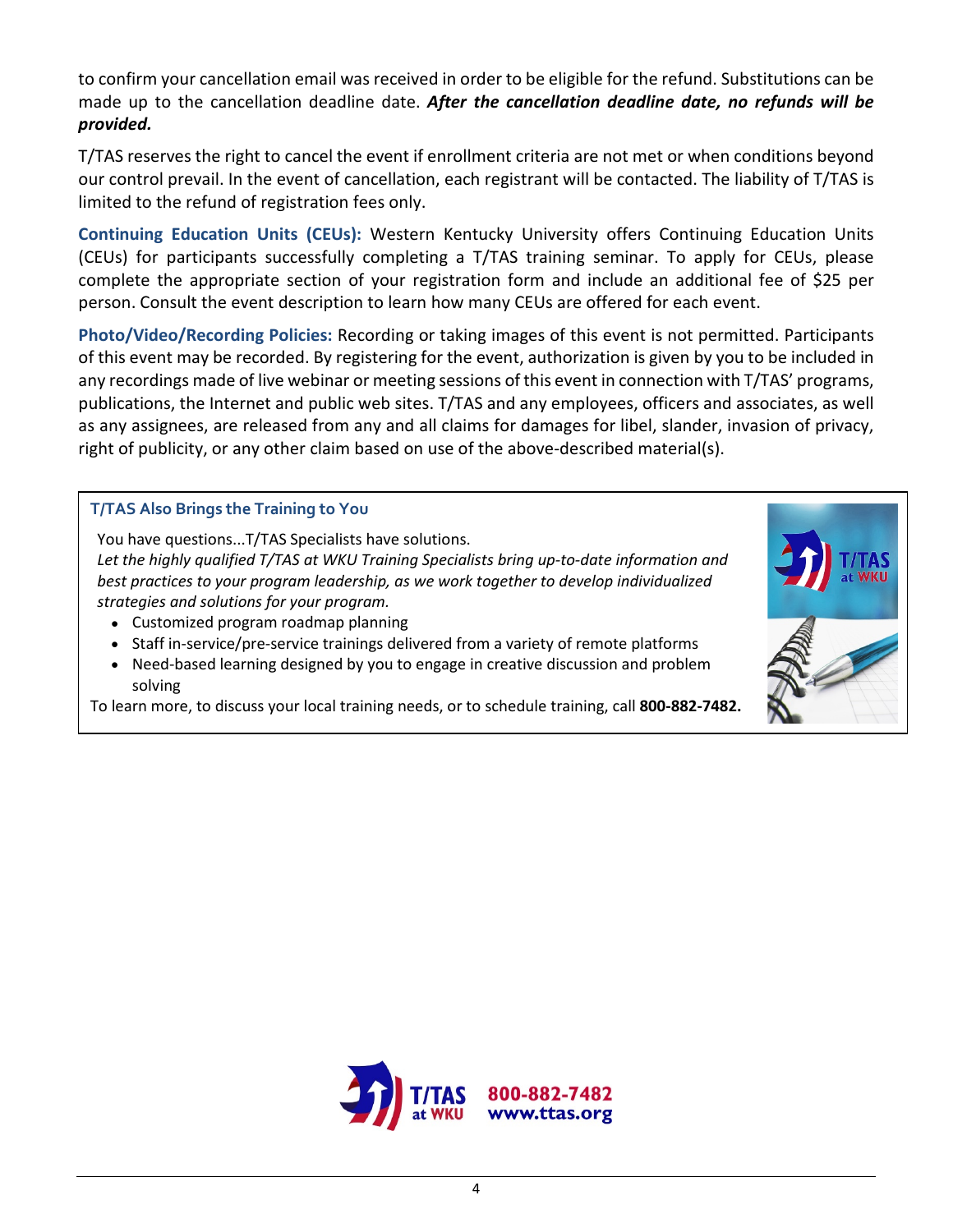to confirm your cancellation email was received in order to be eligible for the refund. Substitutions can be made up to the cancellation deadline date. ***After the cancellation deadline date, no refunds will be provided.***

T/TAS reserves the right to cancel the event if enrollment criteria are not met or when conditions beyond our control prevail. In the event of cancellation, each registrant will be contacted. The liability of T/TAS is limited to the refund of registration fees only.

**Continuing Education Units (CEUs):** Western Kentucky University offers Continuing Education Units (CEUs) for participants successfully completing a T/TAS training seminar. To apply for CEUs, please complete the appropriate section of your registration form and include an additional fee of $25 per person. Consult the event description to learn how many CEUs are offered for each event.

**Photo/Video/Recording Policies:** Recording or taking images of this event is not permitted. Participants of this event may be recorded. By registering for the event, authorization is given by you to be included in any recordings made of live webinar or meeting sessions of this event in connection with T/TAS' programs, publications, the Internet and public web sites. T/TAS and any employees, officers and associates, as well as any assignees, are released from any and all claims for damages for libel, slander, invasion of privacy, right of publicity, or any other claim based on use of the above-described material(s).

### T/TAS Also Brings the Training to You

You have questions...T/TAS Specialists have solutions.
*Let the highly qualified T/TAS at WKU Training Specialists bring up-to-date information and best practices to your program leadership, as we work together to develop individualized strategies and solutions for your program.*

- Customized program roadmap planning
- Staff in-service/pre-service trainings delivered from a variety of remote platforms
- Need-based learning designed by you to engage in creative discussion and problem solving

To learn more, to discuss your local training needs, or to schedule training, call **800-882-7482.**

T/TAS at WKU 800-882-7482 www.ttas.org